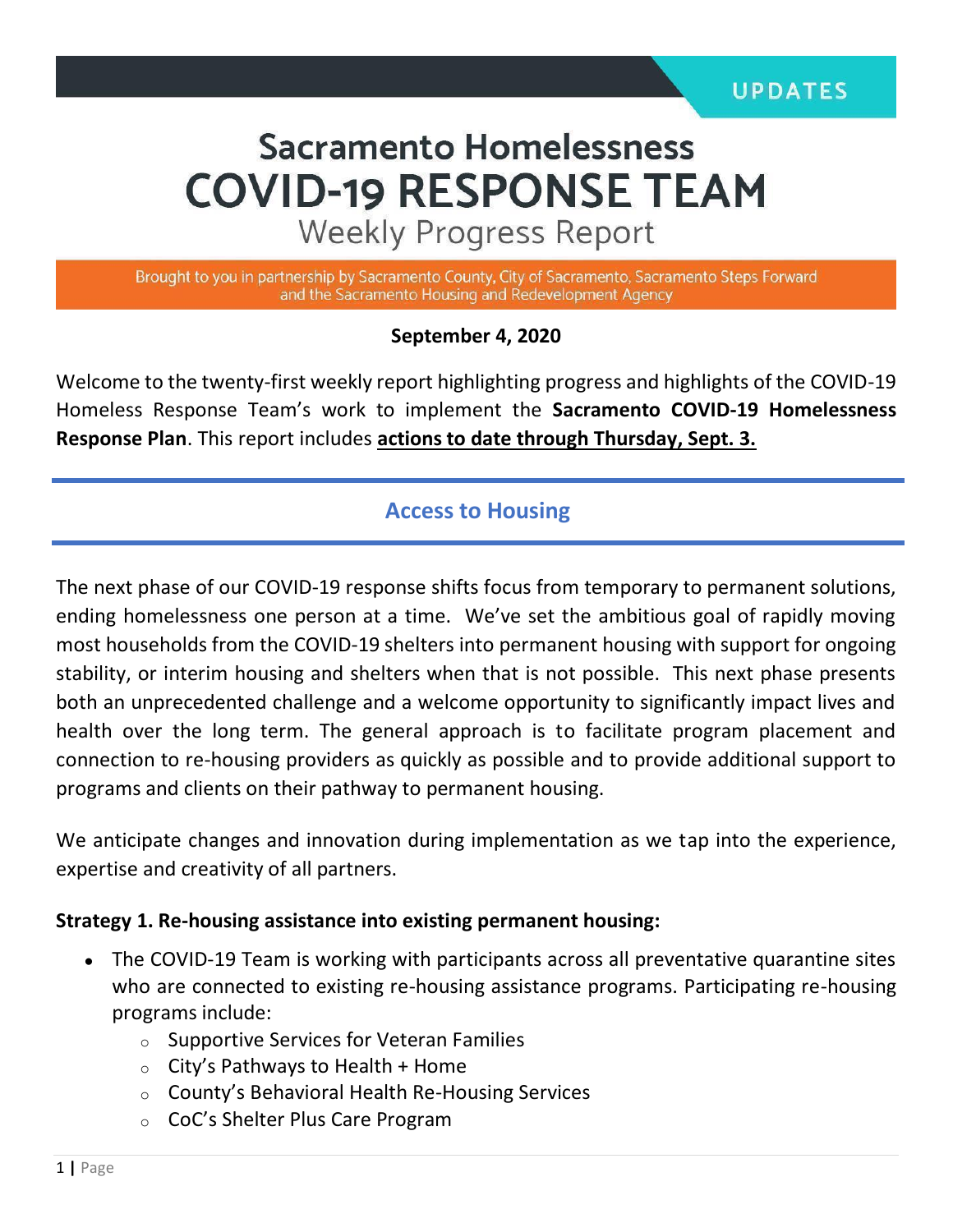UPDATES

# Sacramento Homelessness COVID-19 RESPONSE TEAM

## Weekly Progress Report

Brought to you in partnership by Sacramento County, City of Sacramento, Sacramento Steps Forward and the Sacramento Housing and Redevelopment Agency

**September 4, 2020**

Welcome to the twenty-first weekly report highlighting progress and highlights of the COVID-19 Homeless Response Team's work to implement the **Sacramento COVID-19 Homelessness Response Plan**. This report includes **actions to date through Thursday, Sept. 3.**

## Access to Housing

The next phase of our COVID-19 response shifts focus from temporary to permanent solutions, ending homelessness one person at a time. We've set the ambitious goal of rapidly moving most households from the COVID-19 shelters into permanent housing with support for ongoing stability, or interim housing and shelters when that is not possible. This next phase presents both an unprecedented challenge and a welcome opportunity to significantly impact lives and health over the long term. The general approach is to facilitate program placement and connection to re-housing providers as quickly as possible and to provide additional support to programs and clients on their pathway to permanent housing.

We anticipate changes and innovation during implementation as we tap into the experience, expertise and creativity of all partners.

**Strategy 1. Re-housing assistance into existing permanent housing:**

- The COVID-19 Team is working with participants across all preventative quarantine sites who are connected to existing re-housing assistance programs. Participating re-housing programs include:
  - Supportive Services for Veteran Families
  - City's Pathways to Health + Home
  - County's Behavioral Health Re-Housing Services
  - CoC's Shelter Plus Care Program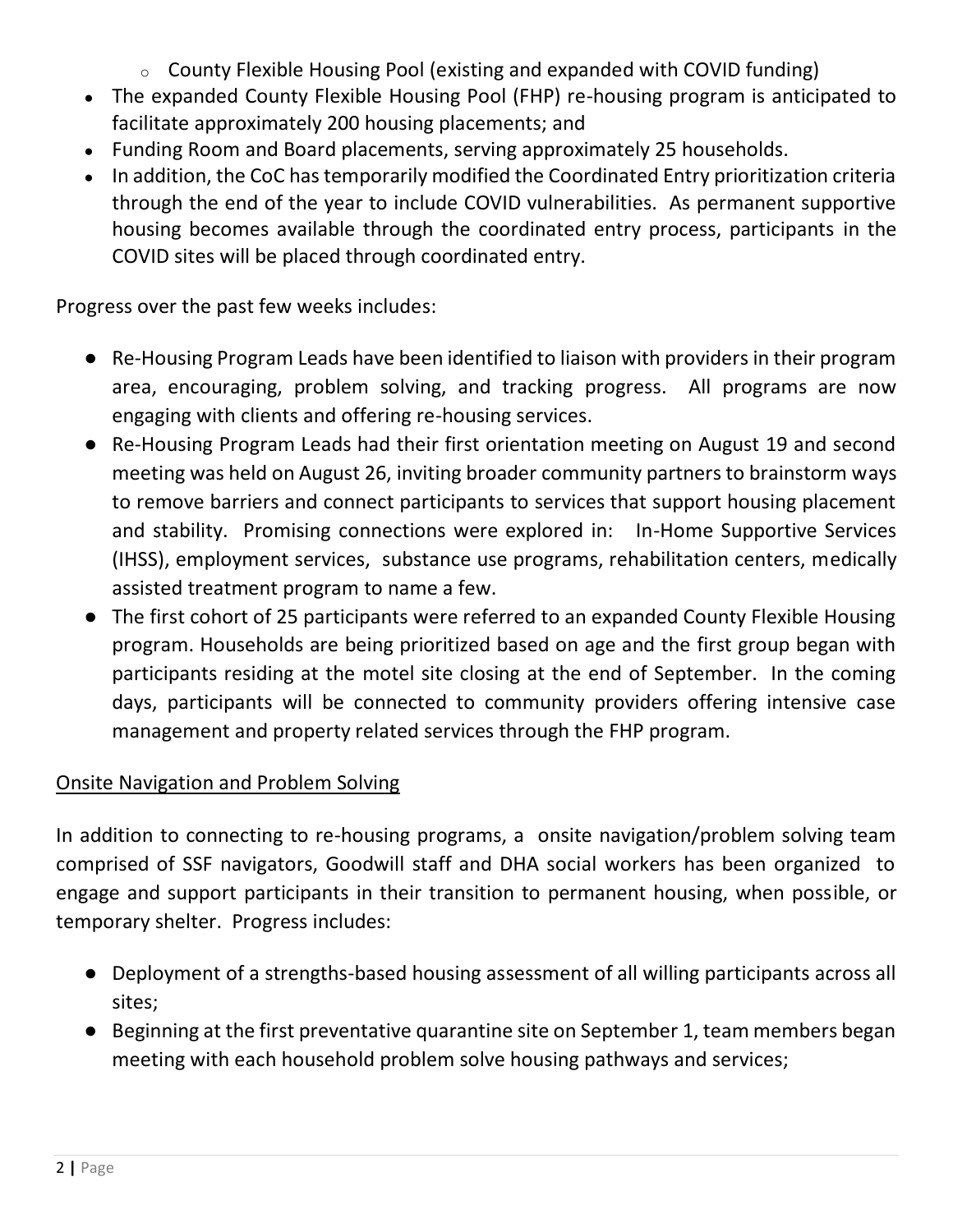- County Flexible Housing Pool (existing and expanded with COVID funding)

- The expanded County Flexible Housing Pool (FHP) re-housing program is anticipated to facilitate approximately 200 housing placements; and
- Funding Room and Board placements, serving approximately 25 households.
- In addition, the CoC has temporarily modified the Coordinated Entry prioritization criteria through the end of the year to include COVID vulnerabilities. As permanent supportive housing becomes available through the coordinated entry process, participants in the COVID sites will be placed through coordinated entry.

Progress over the past few weeks includes:

- Re-Housing Program Leads have been identified to liaison with providers in their program area, encouraging, problem solving, and tracking progress. All programs are now engaging with clients and offering re-housing services.
- Re-Housing Program Leads had their first orientation meeting on August 19 and second meeting was held on August 26, inviting broader community partners to brainstorm ways to remove barriers and connect participants to services that support housing placement and stability. Promising connections were explored in: In-Home Supportive Services (IHSS), employment services, substance use programs, rehabilitation centers, medically assisted treatment program to name a few.
- The first cohort of 25 participants were referred to an expanded County Flexible Housing program. Households are being prioritized based on age and the first group began with participants residing at the motel site closing at the end of September. In the coming days, participants will be connected to community providers offering intensive case management and property related services through the FHP program.

<u>Onsite Navigation and Problem Solving</u>

In addition to connecting to re-housing programs, a onsite navigation/problem solving team comprised of SSF navigators, Goodwill staff and DHA social workers has been organized to engage and support participants in their transition to permanent housing, when possible, or temporary shelter. Progress includes:

- Deployment of a strengths-based housing assessment of all willing participants across all sites;
- Beginning at the first preventative quarantine site on September 1, team members began meeting with each household problem solve housing pathways and services;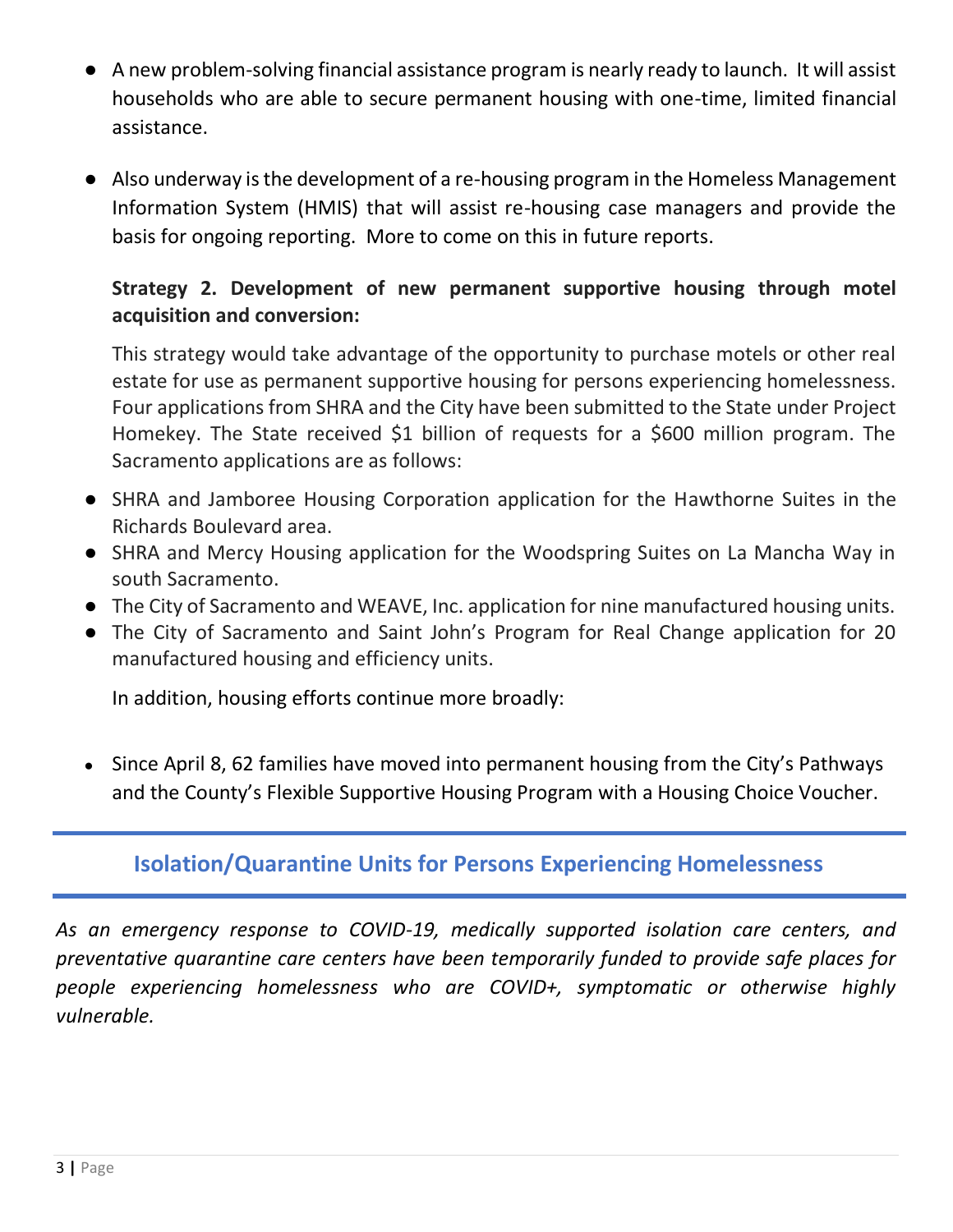- A new problem-solving financial assistance program is nearly ready to launch. It will assist households who are able to secure permanent housing with one-time, limited financial assistance.

- Also underway is the development of a re-housing program in the Homeless Management Information System (HMIS) that will assist re-housing case managers and provide the basis for ongoing reporting. More to come on this in future reports.

**Strategy 2. Development of new permanent supportive housing through motel acquisition and conversion:**

This strategy would take advantage of the opportunity to purchase motels or other real estate for use as permanent supportive housing for persons experiencing homelessness. Four applications from SHRA and the City have been submitted to the State under Project Homekey. The State received $1 billion of requests for a $600 million program. The Sacramento applications are as follows:

- SHRA and Jamboree Housing Corporation application for the Hawthorne Suites in the Richards Boulevard area.
- SHRA and Mercy Housing application for the Woodspring Suites on La Mancha Way in south Sacramento.
- The City of Sacramento and WEAVE, Inc. application for nine manufactured housing units.
- The City of Sacramento and Saint John's Program for Real Change application for 20 manufactured housing and efficiency units.

In addition, housing efforts continue more broadly:

- Since April 8, 62 families have moved into permanent housing from the City's Pathways and the County's Flexible Supportive Housing Program with a Housing Choice Voucher.

## Isolation/Quarantine Units for Persons Experiencing Homelessness

*As an emergency response to COVID-19, medically supported isolation care centers, and preventative quarantine care centers have been temporarily funded to provide safe places for people experiencing homelessness who are COVID+, symptomatic or otherwise highly vulnerable.*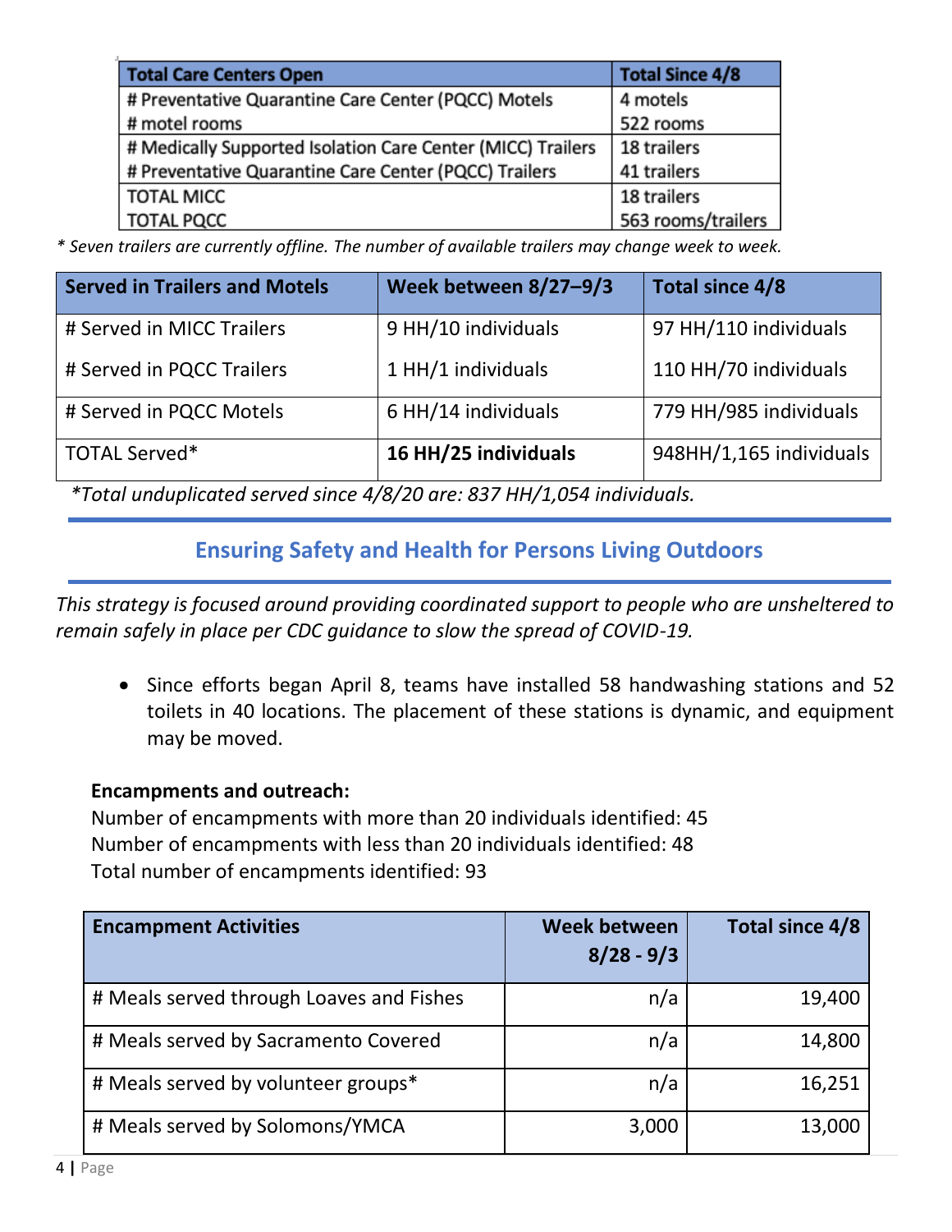| Total Care Centers Open | Total Since 4/8 |
|---|---|
| # Preventative Quarantine Care Center (PQCC) Motels<br># motel rooms | 4 motels<br>522 rooms |
| # Medically Supported Isolation Care Center (MICC) Trailers<br># Preventative Quarantine Care Center (PQCC) Trailers | 18 trailers<br>41 trailers |
| TOTAL MICC<br>TOTAL PQCC | 18 trailers<br>563 rooms/trailers |

*\* Seven trailers are currently offline. The number of available trailers may change week to week.*

| Served in Trailers and Motels | Week between 8/27–9/3 | Total since 4/8 |
|---|---|---|
| # Served in MICC Trailers | 9 HH/10 individuals | 97 HH/110 individuals |
| # Served in PQCC Trailers | 1 HH/1 individuals | 110 HH/70 individuals |
| # Served in PQCC Motels | 6 HH/14 individuals | 779 HH/985 individuals |
| TOTAL Served* | **16 HH/25 individuals** | 948HH/1,165 individuals |

*\*Total unduplicated served since 4/8/20 are: 837 HH/1,054 individuals.*

## Ensuring Safety and Health for Persons Living Outdoors

*This strategy is focused around providing coordinated support to people who are unsheltered to remain safely in place per CDC guidance to slow the spread of COVID-19.*

- Since efforts began April 8, teams have installed 58 handwashing stations and 52 toilets in 40 locations. The placement of these stations is dynamic, and equipment may be moved.

**Encampments and outreach:**

Number of encampments with more than 20 individuals identified: 45
Number of encampments with less than 20 individuals identified: 48
Total number of encampments identified: 93

| Encampment Activities | Week between 8/28 - 9/3 | Total since 4/8 |
|---|---|---|
| # Meals served through Loaves and Fishes | n/a | 19,400 |
| # Meals served by Sacramento Covered | n/a | 14,800 |
| # Meals served by volunteer groups* | n/a | 16,251 |
| # Meals served by Solomons/YMCA | 3,000 | 13,000 |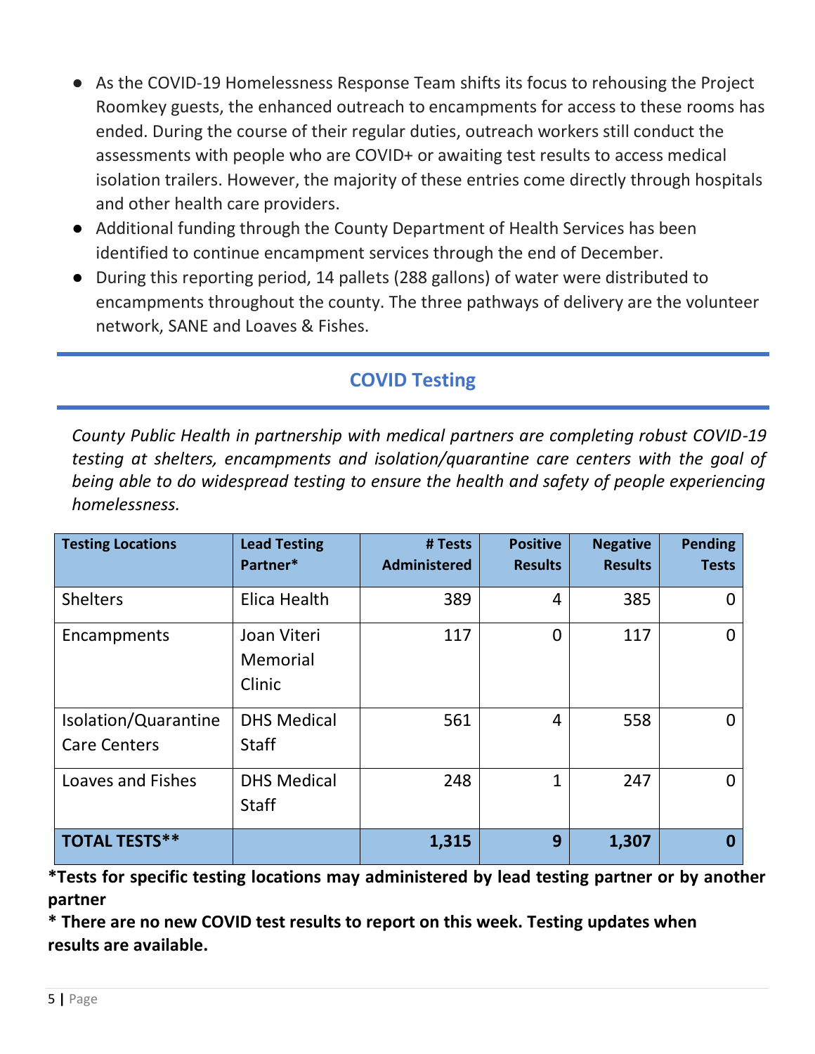- As the COVID-19 Homelessness Response Team shifts its focus to rehousing the Project Roomkey guests, the enhanced outreach to encampments for access to these rooms has ended. During the course of their regular duties, outreach workers still conduct the assessments with people who are COVID+ or awaiting test results to access medical isolation trailers. However, the majority of these entries come directly through hospitals and other health care providers.
- Additional funding through the County Department of Health Services has been identified to continue encampment services through the end of December.
- During this reporting period, 14 pallets (288 gallons) of water were distributed to encampments throughout the county. The three pathways of delivery are the volunteer network, SANE and Loaves & Fishes.

## COVID Testing

*County Public Health in partnership with medical partners are completing robust COVID-19 testing at shelters, encampments and isolation/quarantine care centers with the goal of being able to do widespread testing to ensure the health and safety of people experiencing homelessness.*

| Testing Locations | Lead Testing Partner* | # Tests Administered | Positive Results | Negative Results | Pending Tests |
|---|---|---|---|---|---|
| Shelters | Elica Health | 389 | 4 | 385 | 0 |
| Encampments | Joan Viteri Memorial Clinic | 117 | 0 | 117 | 0 |
| Isolation/Quarantine Care Centers | DHS Medical Staff | 561 | 4 | 558 | 0 |
| Loaves and Fishes | DHS Medical Staff | 248 | 1 | 247 | 0 |
| **TOTAL TESTS**** | | **1,315** | **9** | **1,307** | **0** |

**\*Tests for specific testing locations may administered by lead testing partner or by another partner**

**\* There are no new COVID test results to report on this week. Testing updates when results are available.**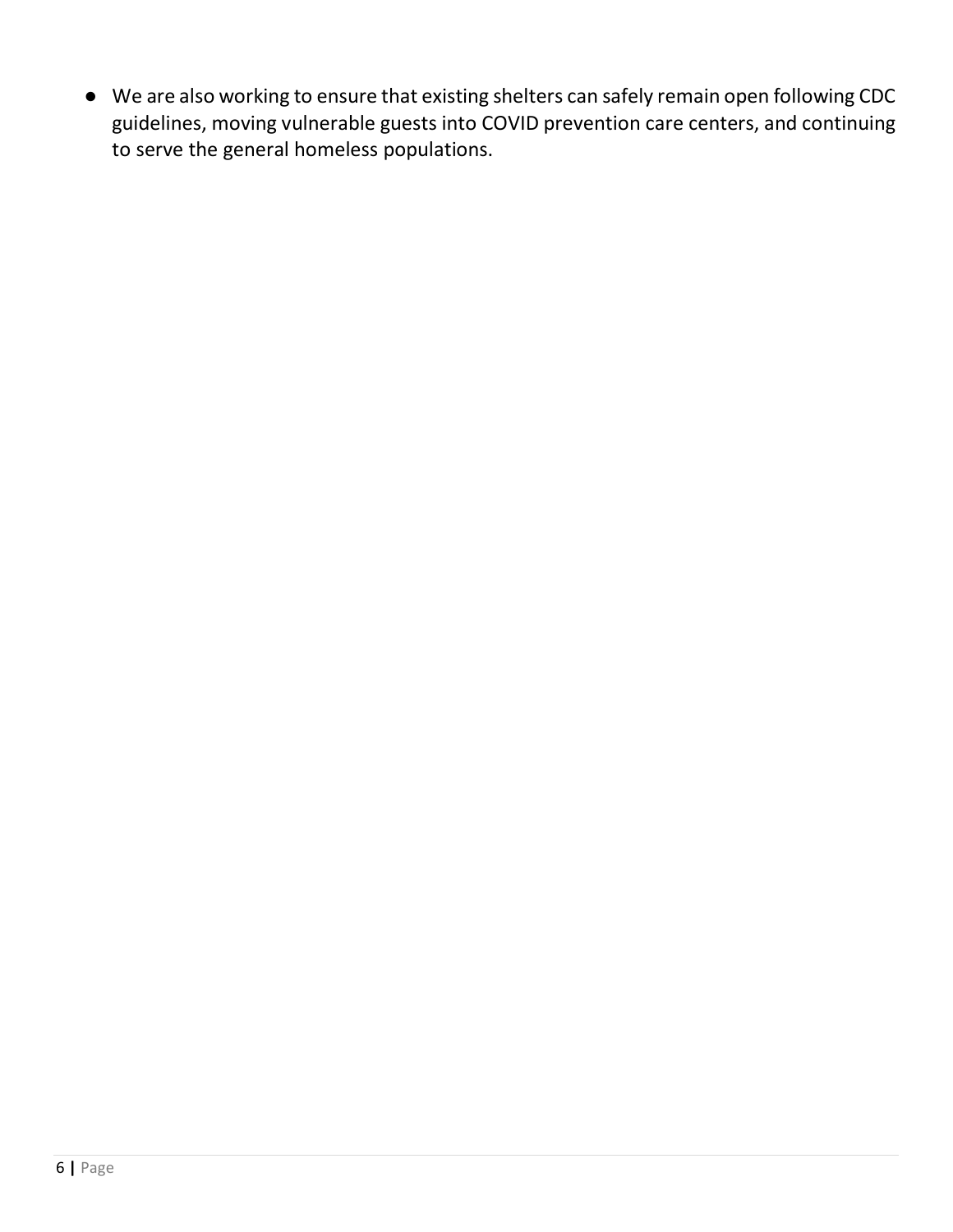- We are also working to ensure that existing shelters can safely remain open following CDC guidelines, moving vulnerable guests into COVID prevention care centers, and continuing to serve the general homeless populations.